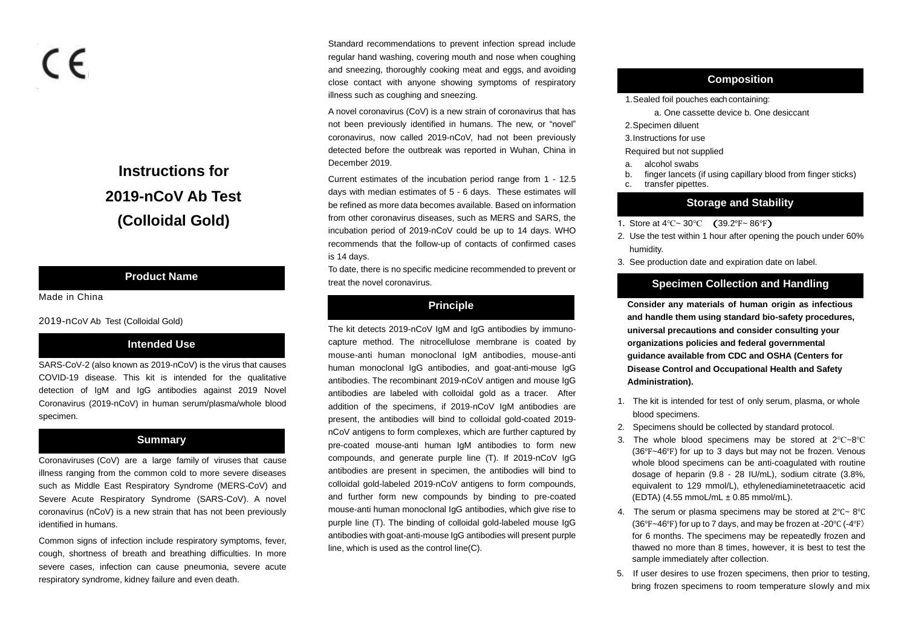CE

# Instructions for 2019-nCoV Ab Test (Colloidal Gold)

## Product Name

Made in China

2019-nCoV Ab Test (Colloidal Gold)

## Intended Use

SARS-CoV-2 (also known as 2019-nCoV) is the virus that causes COVID-19 disease. This kit is intended for the qualitative detection of IgM and IgG antibodies against 2019 Novel Coronavirus (2019-nCoV) in human serum/plasma/whole blood specimen.

## Summary

Coronaviruses (CoV) are a large family of viruses that cause illness ranging from the common cold to more severe diseases such as Middle East Respiratory Syndrome (MERS-CoV) and Severe Acute Respiratory Syndrome (SARS-CoV). A novel coronavirus (nCoV) is a new strain that has not been previously identified in humans.

Common signs of infection include respiratory symptoms, fever, cough, shortness of breath and breathing difficulties. In more severe cases, infection can cause pneumonia, severe acute respiratory syndrome, kidney failure and even death.

Standard recommendations to prevent infection spread include regular hand washing, covering mouth and nose when coughing and sneezing, thoroughly cooking meat and eggs, and avoiding close contact with anyone showing symptoms of respiratory illness such as coughing and sneezing.

A novel coronavirus (CoV) is a new strain of coronavirus that has not been previously identified in humans. The new, or "novel" coronavirus, now called 2019-nCoV, had not been previously detected before the outbreak was reported in Wuhan, China in December 2019.

Current estimates of the incubation period range from 1 - 12.5 days with median estimates of 5 - 6 days. These estimates will be refined as more data becomes available. Based on information from other coronavirus diseases, such as MERS and SARS, the incubation period of 2019-nCoV could be up to 14 days. WHO recommends that the follow-up of contacts of confirmed cases is 14 days.

To date, there is no specific medicine recommended to prevent or treat the novel coronavirus.

## Principle

The kit detects 2019-nCoV IgM and IgG antibodies by immuno-capture method. The nitrocellulose membrane is coated by mouse-anti human monoclonal IgM antibodies, mouse-anti human monoclonal IgG antibodies, and goat-anti-mouse IgG antibodies. The recombinant 2019-nCoV antigen and mouse IgG antibodies are labeled with colloidal gold as a tracer. After addition of the specimens, if 2019-nCoV IgM antibodies are present, the antibodies will bind to colloidal gold-coated 2019-nCoV antigens to form complexes, which are further captured by pre-coated mouse-anti human IgM antibodies to form new compounds, and generate purple line (T). If 2019-nCoV IgG antibodies are present in specimen, the antibodies will bind to colloidal gold-labeled 2019-nCoV antigens to form compounds, and further form new compounds by binding to pre-coated mouse-anti human monoclonal IgG antibodies, which give rise to purple line (T). The binding of colloidal gold-labeled mouse IgG antibodies with goat-anti-mouse IgG antibodies will present purple line, which is used as the control line(C).

## Composition

1. Sealed foil pouches each containing:
   a. One cassette device b. One desiccant
2. Specimen diluent
3. Instructions for use

Required but not supplied

a. alcohol swabs
b. finger lancets (if using capillary blood from finger sticks)
c. transfer pipettes.

## Storage and Stability

1. Store at 4℃~ 30℃ (39.2℉~ 86℉)
2. Use the test within 1 hour after opening the pouch under 60% humidity.
3. See production date and expiration date on label.

## Specimen Collection and Handling

**Consider any materials of human origin as infectious and handle them using standard bio-safety procedures, universal precautions and consider consulting your organizations policies and federal governmental guidance available from CDC and OSHA (Centers for Disease Control and Occupational Health and Safety Administration).**

1. The kit is intended for test of only serum, plasma, or whole blood specimens.
2. Specimens should be collected by standard protocol.
3. The whole blood specimens may be stored at 2℃~8℃ (36℉~46℉) for up to 3 days but may not be frozen. Venous whole blood specimens can be anti-coagulated with routine dosage of heparin (9.8 - 28 IU/mL), sodium citrate (3.8%, equivalent to 129 mmol/L), ethylenediaminetetraacetic acid (EDTA) (4.55 mmoL/mL ± 0.85 mmol/mL).
4. The serum or plasma specimens may be stored at 2℃~ 8℃ (36℉~46℉) for up to 7 days, and may be frozen at -20℃ (-4℉) for 6 months. The specimens may be repeatedly frozen and thawed no more than 8 times, however, it is best to test the sample immediately after collection.
5. If user desires to use frozen specimens, then prior to testing, bring frozen specimens to room temperature slowly and mix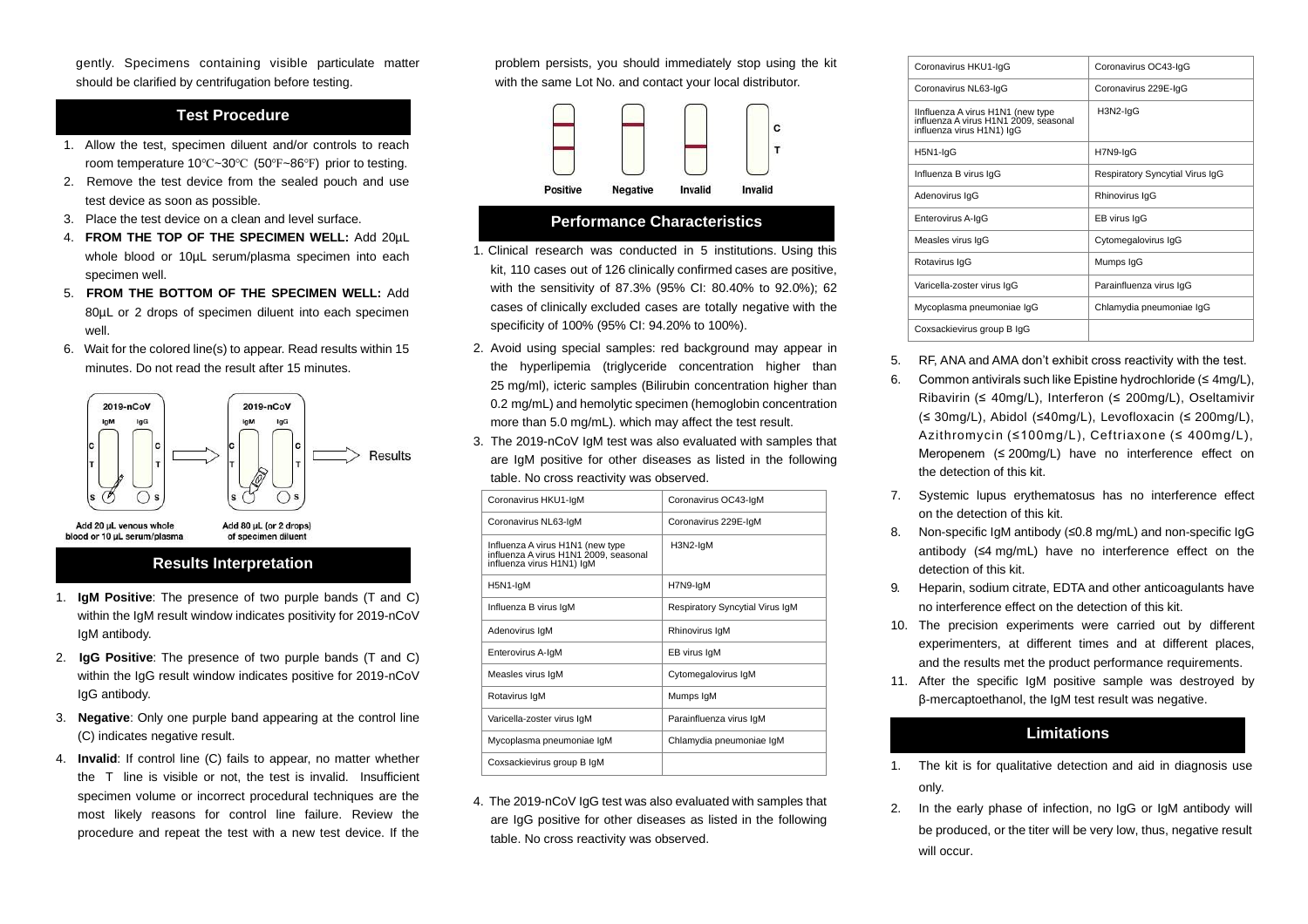gently. Specimens containing visible particulate matter should be clarified by centrifugation before testing.

## Test Procedure

1. Allow the test, specimen diluent and/or controls to reach room temperature 10℃~30℃ (50℉~86℉) prior to testing.
2. Remove the test device from the sealed pouch and use test device as soon as possible.
3. Place the test device on a clean and level surface.
4. **FROM THE TOP OF THE SPECIMEN WELL:** Add 20μL whole blood or 10μL serum/plasma specimen into each specimen well.
5. **FROM THE BOTTOM OF THE SPECIMEN WELL:** Add 80μL or 2 drops of specimen diluent into each specimen well.
6. Wait for the colored line(s) to appear. Read results within 15 minutes. Do not read the result after 15 minutes.

2019-nCoV IgM IgG C T S — Add 20 μL venous whole blood or 10 μL serum/plasma → 2019-nCoV IgM IgG C T S — Add 80 μL (or 2 drops) of specimen diluent → Results

## Results Interpretation

1. **IgM Positive**: The presence of two purple bands (T and C) within the IgM result window indicates positivity for 2019-nCoV IgM antibody.
2. **IgG Positive**: The presence of two purple bands (T and C) within the IgG result window indicates positive for 2019-nCoV IgG antibody.
3. **Negative**: Only one purple band appearing at the control line (C) indicates negative result.
4. **Invalid**: If control line (C) fails to appear, no matter whether the T line is visible or not, the test is invalid. Insufficient specimen volume or incorrect procedural techniques are the most likely reasons for control line failure. Review the procedure and repeat the test with a new test device. If the problem persists, you should immediately stop using the kit with the same Lot No. and contact your local distributor.

C T — Positive, Negative, Invalid, Invalid

## Performance Characteristics

1. Clinical research was conducted in 5 institutions. Using this kit, 110 cases out of 126 clinically confirmed cases are positive, with the sensitivity of 87.3% (95% CI: 80.40% to 92.0%); 62 cases of clinically excluded cases are totally negative with the specificity of 100% (95% CI: 94.20% to 100%).
2. Avoid using special samples: red background may appear in the hyperlipemia (triglyceride concentration higher than 25 mg/ml), icteric samples (Bilirubin concentration higher than 0.2 mg/mL) and hemolytic specimen (hemoglobin concentration more than 5.0 mg/mL). which may affect the test result.
3. The 2019-nCoV IgM test was also evaluated with samples that are IgM positive for other diseases as listed in the following table. No cross reactivity was observed.

| | |
|---|---|
| Coronavirus HKU1-IgM | Coronavirus OC43-IgM |
| Coronavirus NL63-IgM | Coronavirus 229E-IgM |
| Influenza A virus H1N1 (new type influenza A virus H1N1 2009, seasonal influenza virus H1N1) IgM | H3N2-IgM |
| H5N1-IgM | H7N9-IgM |
| Influenza B virus IgM | Respiratory Syncytial Virus IgM |
| Adenovirus IgM | Rhinovirus IgM |
| Enterovirus A-IgM | EB virus IgM |
| Measles virus IgM | Cytomegalovirus IgM |
| Rotavirus IgM | Mumps IgM |
| Varicella-zoster virus IgM | Parainfluenza virus IgM |
| Mycoplasma pneumoniae IgM | Chlamydia pneumoniae IgM |
| Coxsackievirus group B IgM | |

4. The 2019-nCoV IgG test was also evaluated with samples that are IgG positive for other diseases as listed in the following table. No cross reactivity was observed.

| | |
|---|---|
| Coronavirus HKU1-IgG | Coronavirus OC43-IgG |
| Coronavirus NL63-IgG | Coronavirus 229E-IgG |
| IInfluenza A virus H1N1 (new type influenza A virus H1N1 2009, seasonal influenza virus H1N1) IgG | H3N2-IgG |
| H5N1-IgG | H7N9-IgG |
| Influenza B virus IgG | Respiratory Syncytial Virus IgG |
| Adenovirus IgG | Rhinovirus IgG |
| Enterovirus A-IgG | EB virus IgG |
| Measles virus IgG | Cytomegalovirus IgG |
| Rotavirus IgG | Mumps IgG |
| Varicella-zoster virus IgG | Parainfluenza virus IgG |
| Mycoplasma pneumoniae IgG | Chlamydia pneumoniae IgG |
| Coxsackievirus group B IgG | |

5. RF, ANA and AMA don't exhibit cross reactivity with the test.
6. Common antivirals such like Epistine hydrochloride (≤ 4mg/L), Ribavirin (≤ 40mg/L), Interferon (≤ 200mg/L), Oseltamivir (≤ 30mg/L), Abidol (≤40mg/L), Levofloxacin (≤ 200mg/L), Azithromycin (≤100mg/L), Ceftriaxone (≤ 400mg/L), Meropenem (≤ 200mg/L) have no interference effect on the detection of this kit.
7. Systemic lupus erythematosus has no interference effect on the detection of this kit.
8. Non-specific IgM antibody (≤0.8 mg/mL) and non-specific IgG antibody (≤4 mg/mL) have no interference effect on the detection of this kit.
9. Heparin, sodium citrate, EDTA and other anticoagulants have no interference effect on the detection of this kit.
10. The precision experiments were carried out by different experimenters, at different times and at different places, and the results met the product performance requirements.
11. After the specific IgM positive sample was destroyed by β-mercaptoethanol, the IgM test result was negative.

## Limitations

1. The kit is for qualitative detection and aid in diagnosis use only.
2. In the early phase of infection, no IgG or IgM antibody will be produced, or the titer will be very low, thus, negative result will occur.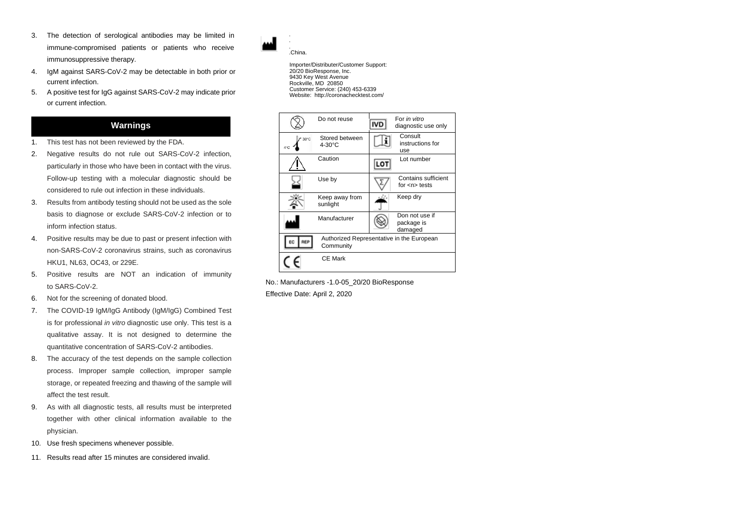3. The detection of serological antibodies may be limited in immune-compromised patients or patients who receive immunosuppressive therapy.
4. IgM against SARS-CoV-2 may be detectable in both prior or current infection.
5. A positive test for IgG against SARS-CoV-2 may indicate prior or current infection.

## Warnings

1. This test has not been reviewed by the FDA.
2. Negative results do not rule out SARS-CoV-2 infection, particularly in those who have been in contact with the virus. Follow-up testing with a molecular diagnostic should be considered to rule out infection in these individuals.
3. Results from antibody testing should not be used as the sole basis to diagnose or exclude SARS-CoV-2 infection or to inform infection status.
4. Positive results may be due to past or present infection with non-SARS-CoV-2 coronavirus strains, such as coronavirus HKU1, NL63, OC43, or 229E.
5. Positive results are NOT an indication of immunity to SARS-CoV-2.
6. Not for the screening of donated blood.
7. The COVID-19 IgM/IgG Antibody (IgM/IgG) Combined Test is for professional *in vitro* diagnostic use only. This test is a qualitative assay. It is not designed to determine the quantitative concentration of SARS-CoV-2 antibodies.
8. The accuracy of the test depends on the sample collection process. Improper sample collection, improper sample storage, or repeated freezing and thawing of the sample will affect the test result.
9. As with all diagnostic tests, all results must be interpreted together with other clinical information available to the physician.
10. Use fresh specimens whenever possible.
11. Results read after 15 minutes are considered invalid.

.China.

Importer/Distributer/Customer Support:
20/20 BioResponse, Inc.
9430 Key West Avenue
Rockville, MD 20850
Customer Service: (240) 453-6339
Website: http://coronachecktest.com/

| | | | |
|---|---|---|---|
| | Do not reuse | IVD | For *in vitro* diagnostic use only |
| 4°C 30°C | Stored between 4-30°C | | Consult instructions for use |
| | Caution | LOT | Lot number |
| | Use by | Σ | Contains sufficient for <n> tests |
| | Keep away from sunlight | | Keep dry |
| | Manufacturer | | Don not use if package is damaged |
| EC REP | Authorized Representative in the European Community | | |
| CE | CE Mark | | |

No.: Manufacturers -1.0-05_20/20 BioResponse

Effective Date: April 2, 2020